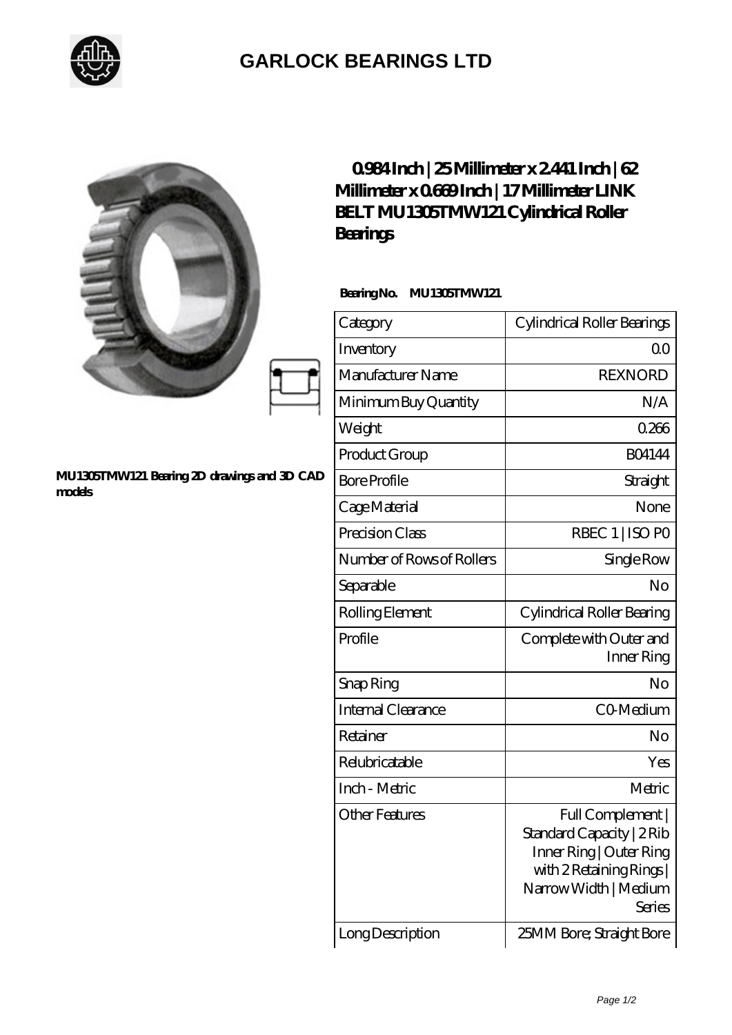# GARLOCK BEARINGS LTD

MU1305TMW121 Bearing 2D drawings and 3D CAD models

## 0.984 Inch | 25 Millimeter x 2.441 Inch | 62 Millimeter x 0.669 Inch | 17 Millimeter LINK BELT MU1305TMW121 Cylindrical Roller Bearings

**Bearing No.** MU1305TMW121

| | |
|---|---|
| Category | Cylindrical Roller Bearings |
| Inventory | 0.0 |
| Manufacturer Name | REXNORD |
| Minimum Buy Quantity | N/A |
| Weight | 0.266 |
| Product Group | B04144 |
| Bore Profile | Straight |
| Cage Material | None |
| Precision Class | RBEC 1 \| ISO P0 |
| Number of Rows of Rollers | Single Row |
| Separable | No |
| Rolling Element | Cylindrical Roller Bearing |
| Profile | Complete with Outer and Inner Ring |
| Snap Ring | No |
| Internal Clearance | C0-Medium |
| Retainer | No |
| Relubricatable | Yes |
| Inch - Metric | Metric |
| Other Features | Full Complement \| Standard Capacity \| 2 Rib Inner Ring \| Outer Ring with 2 Retaining Rings \| Narrow Width \| Medium Series |
| Long Description | 25MM Bore; Straight Bore |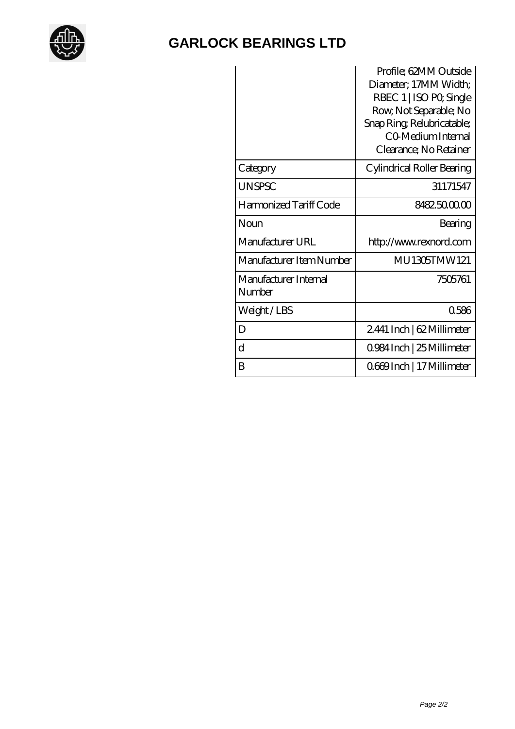# GARLOCK BEARINGS LTD

| | |
|---|---|
| | Profile; 62MM Outside Diameter; 17MM Width; RBEC 1 \| ISO P0; Single Row; Not Separable; No Snap Ring; Relubricatable; C0-Medium Internal Clearance; No Retainer |
| Category | Cylindrical Roller Bearing |
| UNSPSC | 31171547 |
| Harmonized Tariff Code | 8482.50.00.00 |
| Noun | Bearing |
| Manufacturer URL | http://www.rexnord.com |
| Manufacturer Item Number | MU1305TMW121 |
| Manufacturer Internal Number | 7505761 |
| Weight / LBS | 0.586 |
| D | 2.441 Inch \| 62 Millimeter |
| d | 0.984 Inch \| 25 Millimeter |
| B | 0.669 Inch \| 17 Millimeter |